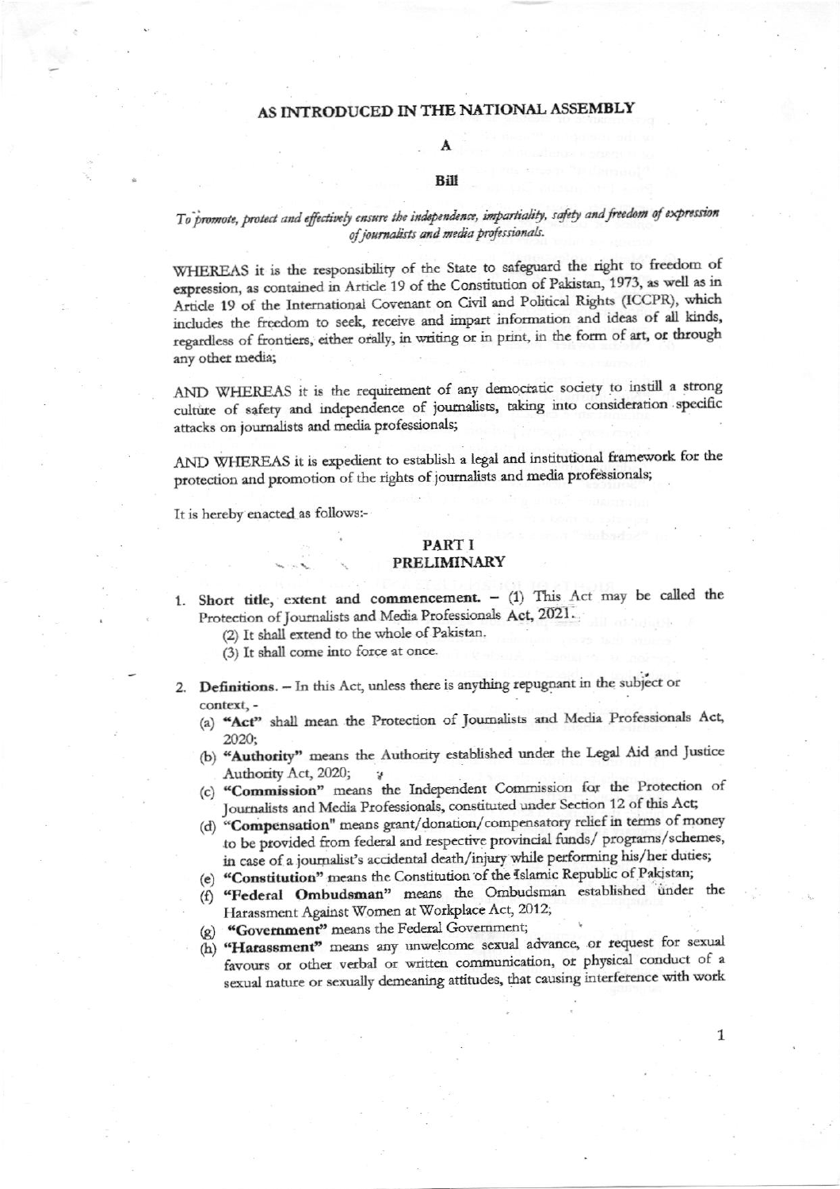# AS INTRODUCED IN THE NATIONAL ASSEMBLY

## A

## Bill

*To promote, protect and effectively ensure the independence, impartiality, safety and freedom of expression of journalists and media professionals.*

WHEREAS it is the responsibility of the State to safeguard the right to freedom of expression, as contained in Article 19 of the Constitution of Pakistan, 1973, as well as in Article 19 of the International Covenant on Civil and Political Rights (ICCPR), which includes the freedom to seek, receive and impart information and ideas of all kinds, regardless of frontiers, either orally, in writing or in print, in the form of art, or through any other media;

AND WHEREAS it is the requirement of any democratic society to instill a strong culture of safety and independence of journalists, taking into consideration specific attacks on journalists and media professionals;

AND WHEREAS it is expedient to establish a legal and institutional framework for the protection and promotion of the rights of journalists and media professionals;

It is hereby enacted as follows:-

## PART I
## PRELIMINARY

1. **Short title, extent and commencement.** – (1) This Act may be called the Protection of Journalists and Media Professionals Act, 2021.
   (2) It shall extend to the whole of Pakistan.
   (3) It shall come into force at once.

2. **Definitions.** – In this Act, unless there is anything repugnant in the subject or context, -
   (a) **"Act"** shall mean the Protection of Journalists and Media Professionals Act, 2020;
   (b) **"Authority"** means the Authority established under the Legal Aid and Justice Authority Act, 2020;
   (c) **"Commission"** means the Independent Commission for the Protection of Journalists and Media Professionals, constituted under Section 12 of this Act;
   (d) **"Compensation"** means grant/donation/compensatory relief in terms of money to be provided from federal and respective provincial funds/ programs/schemes, in case of a journalist's accidental death/injury while performing his/her duties;
   (e) **"Constitution"** means the Constitution of the Islamic Republic of Pakistan;
   (f) **"Federal Ombudsman"** means the Ombudsman established under the Harassment Against Women at Workplace Act, 2012;
   (g) **"Government"** means the Federal Government;
   (h) **"Harassment"** means any unwelcome sexual advance, or request for sexual favours or other verbal or written communication, or physical conduct of a sexual nature or sexually demeaning attitudes, that causing interference with work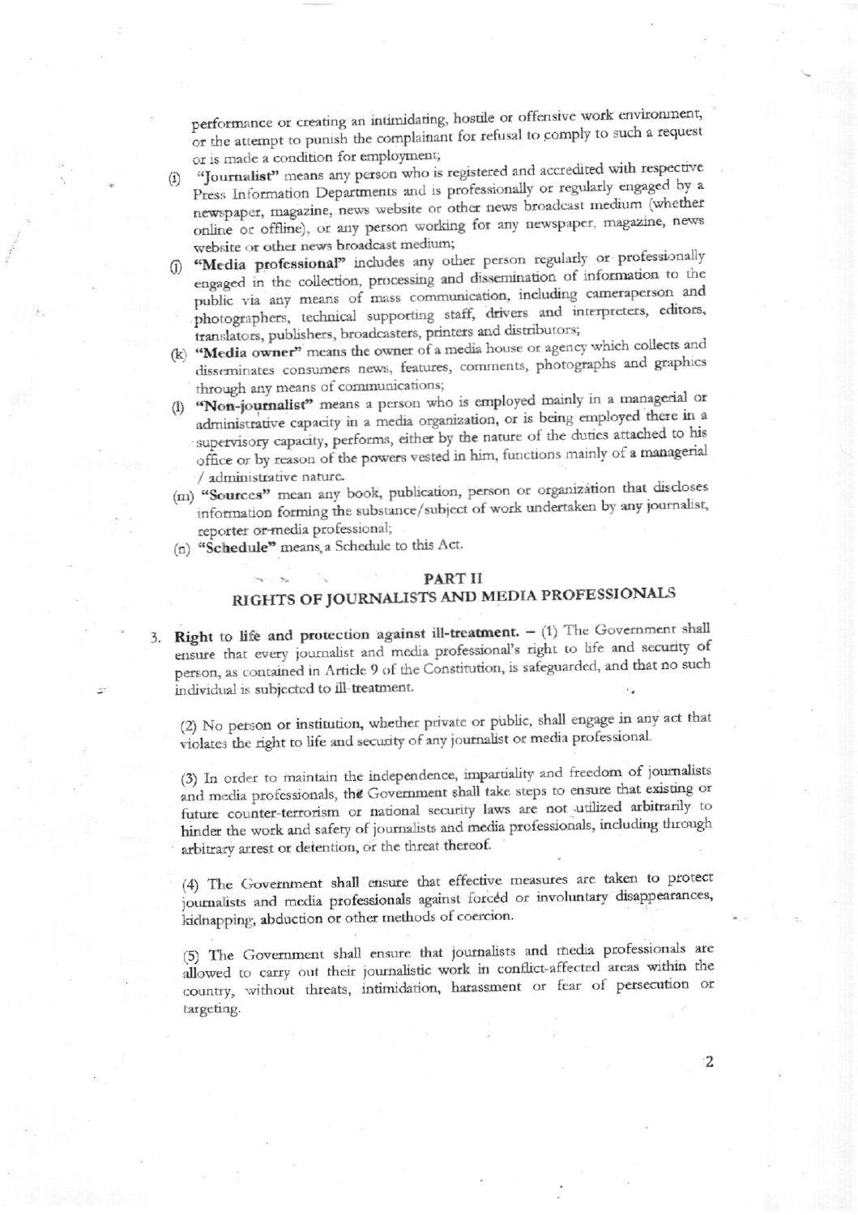performance or creating an intimidating, hostile or offensive work environment, or the attempt to punish the complainant for refusal to comply to such a request or is made a condition for employment;

(i) **"Journalist"** means any person who is registered and accredited with respective Press Information Departments and is professionally or regularly engaged by a newspaper, magazine, news website or other news broadcast medium (whether online or offline), or any person working for any newspaper, magazine, news website or other news broadcast medium;

(j) **"Media professional"** includes any other person regularly or professionally engaged in the collection, processing and dissemination of information to the public via any means of mass communication, including cameraperson and photographers, technical supporting staff, drivers and interpreters, editors, translators, publishers, broadcasters, printers and distributors;

(k) **"Media owner"** means the owner of a media house or agency which collects and disseminates consumers news, features, comments, photographs and graphics through any means of communications;

(l) **"Non-journalist"** means a person who is employed mainly in a managerial or administrative capacity in a media organization, or is being employed there in a supervisory capacity, performs, either by the nature of the duties attached to his office or by reason of the powers vested in him, functions mainly of a managerial / administrative nature.

(m) **"Sources"** mean any book, publication, person or organization that discloses information forming the substance/subject of work undertaken by any journalist, reporter or media professional;

(n) **"Schedule"** means a Schedule to this Act.

## PART II
## RIGHTS OF JOURNALISTS AND MEDIA PROFESSIONALS

3. **Right to life and protection against ill-treatment.** – (1) The Government shall ensure that every journalist and media professional's right to life and security of person, as contained in Article 9 of the Constitution, is safeguarded, and that no such individual is subjected to ill-treatment.

(2) No person or institution, whether private or public, shall engage in any act that violates the right to life and security of any journalist or media professional.

(3) In order to maintain the independence, impartiality and freedom of journalists and media professionals, the Government shall take steps to ensure that existing or future counter-terrorism or national security laws are not utilized arbitrarily to hinder the work and safety of journalists and media professionals, including through arbitrary arrest or detention, or the threat thereof.

(4) The Government shall ensure that effective measures are taken to protect journalists and media professionals against forced or involuntary disappearances, kidnapping, abduction or other methods of coercion.

(5) The Government shall ensure that journalists and media professionals are allowed to carry out their journalistic work in conflict-affected areas within the country, without threats, intimidation, harassment or fear of persecution or targeting.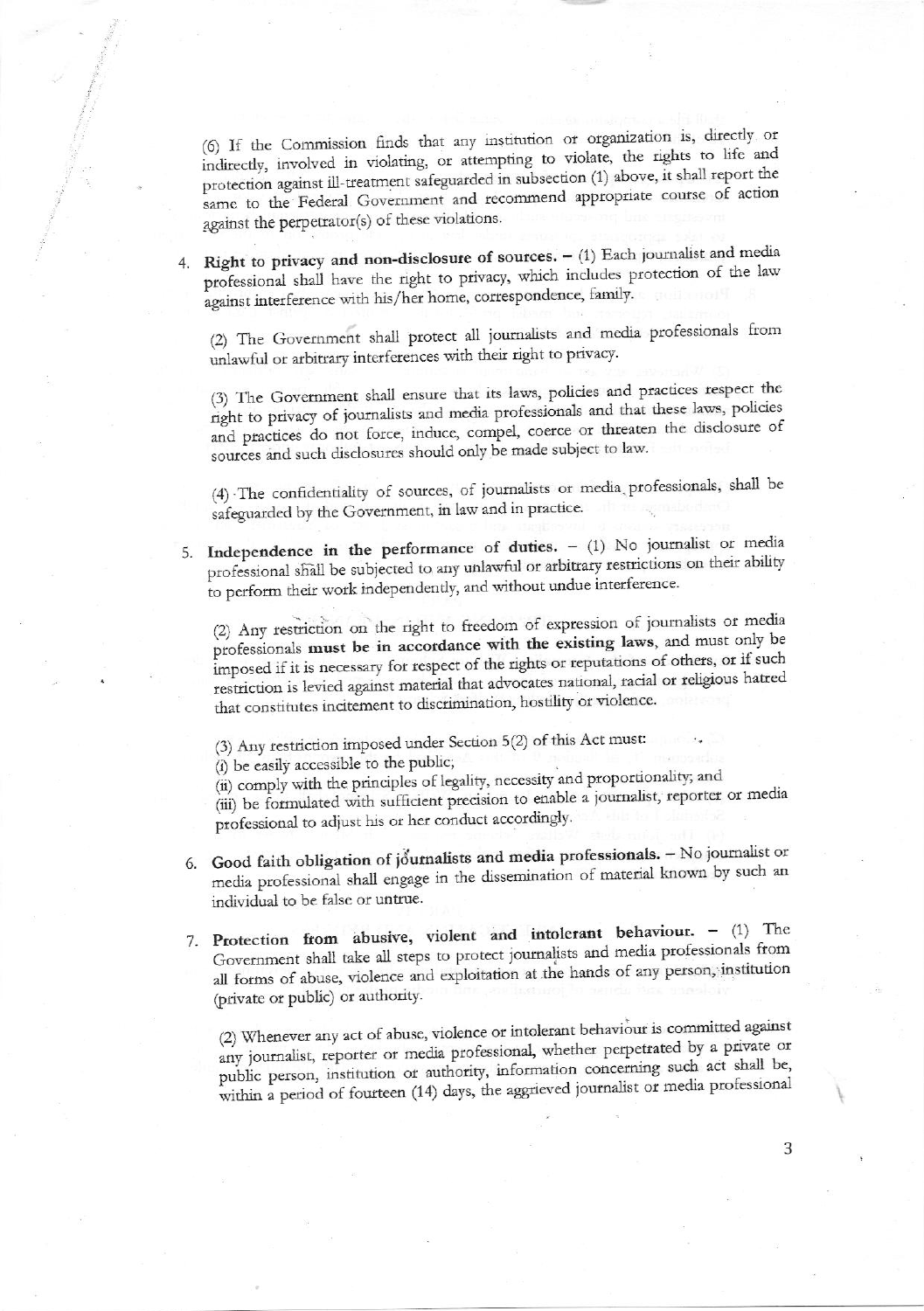(6) If the Commission finds that any institution or organization is, directly or indirectly, involved in violating, or attempting to violate, the rights to life and protection against ill-treatment safeguarded in subsection (1) above, it shall report the same to the Federal Government and recommend appropriate course of action against the perpetrator(s) of these violations.

4. **Right to privacy and non-disclosure of sources.** – (1) Each journalist and media professional shall have the right to privacy, which includes protection of the law against interference with his/her home, correspondence, family.

   (2) The Government shall protect all journalists and media professionals from unlawful or arbitrary interferences with their right to privacy.

   (3) The Government shall ensure that its laws, policies and practices respect the right to privacy of journalists and media professionals and that these laws, policies and practices do not force, induce, compel, coerce or threaten the disclosure of sources and such disclosures should only be made subject to law.

   (4) The confidentiality of sources, of journalists or media professionals, shall be safeguarded by the Government, in law and in practice.

5. **Independence in the performance of duties.** – (1) No journalist or media professional shall be subjected to any unlawful or arbitrary restrictions on their ability to perform their work independently, and without undue interference.

   (2) Any restriction on the right to freedom of expression of journalists or media professionals **must be in accordance with the existing laws**, and must only be imposed if it is necessary for respect of the rights or reputations of others, or if such restriction is levied against material that advocates national, racial or religious hatred that constitutes incitement to discrimination, hostility or violence.

   (3) Any restriction imposed under Section 5(2) of this Act must:
   (i) be easily accessible to the public;
   (ii) comply with the principles of legality, necessity and proportionality; and
   (iii) be formulated with sufficient precision to enable a journalist, reporter or media professional to adjust his or her conduct accordingly.

6. **Good faith obligation of journalists and media professionals.** – No journalist or media professional shall engage in the dissemination of material known by such an individual to be false or untrue.

7. **Protection from abusive, violent and intolerant behaviour.** – (1) The Government shall take all steps to protect journalists and media professionals from all forms of abuse, violence and exploitation at the hands of any person, institution (private or public) or authority.

   (2) Whenever any act of abuse, violence or intolerant behaviour is committed against any journalist, reporter or media professional, whether perpetrated by a private or public person, institution or authority, information concerning such act shall be, within a period of fourteen (14) days, the aggrieved journalist or media professional